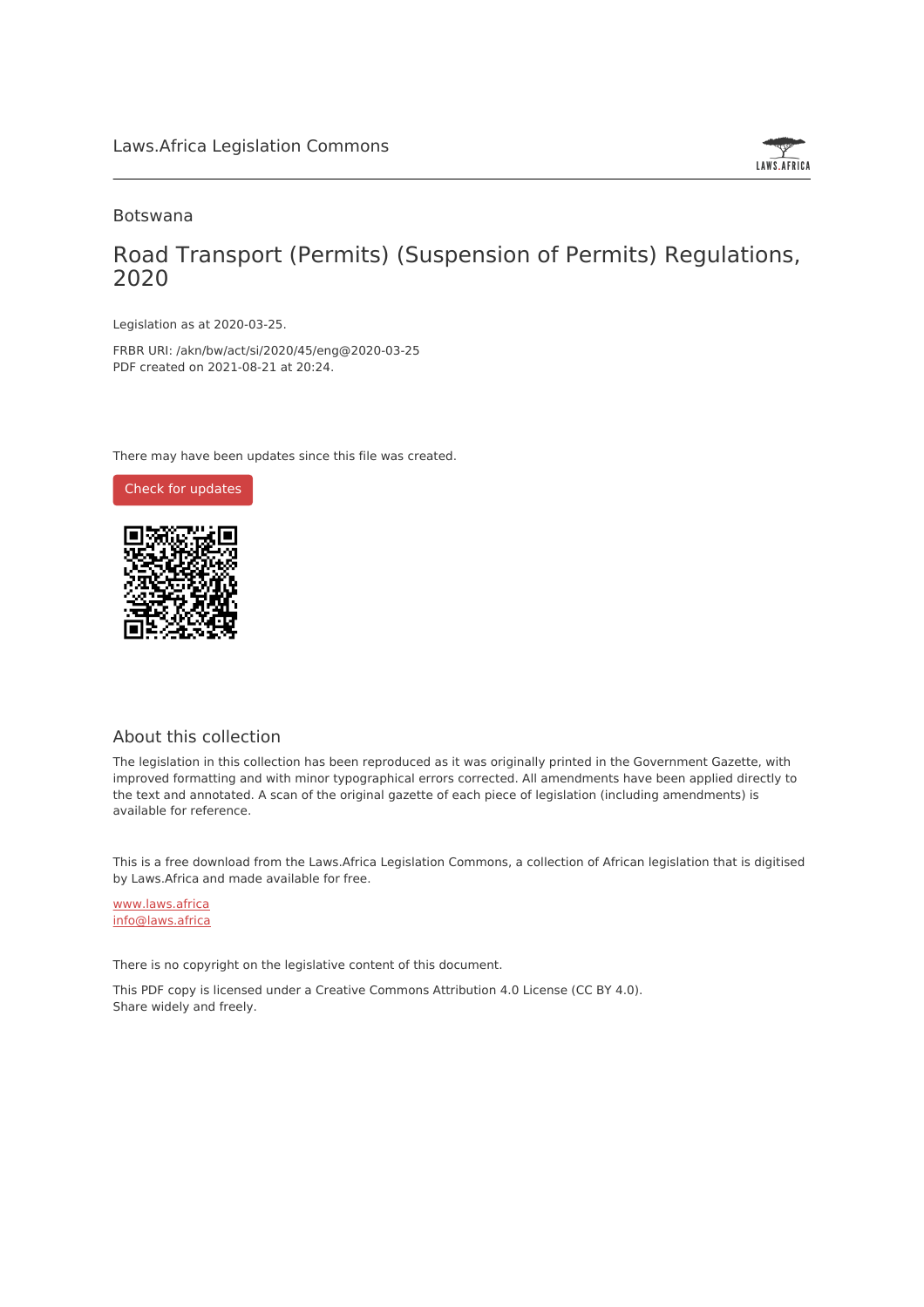Laws.Africa Legislation Commons

Botswana

# Road Transport (Permits) (Suspension of Permits) Regulations, 2020

Legislation as at 2020-03-25.

FRBR URI: /akn/bw/act/si/2020/45/eng@2020-03-25

PDF created on 2021-08-21 at 20:24.

There may have been updates since this file was created.

Check for updates

## About this collection

The legislation in this collection has been reproduced as it was originally printed in the Government Gazette, with improved formatting and with minor typographical errors corrected. All amendments have been applied directly to the text and annotated. A scan of the original gazette of each piece of legislation (including amendments) is available for reference.

This is a free download from the Laws.Africa Legislation Commons, a collection of African legislation that is digitised by Laws.Africa and made available for free.

www.laws.africa

info@laws.africa

There is no copyright on the legislative content of this document.

This PDF copy is licensed under a Creative Commons Attribution 4.0 License (CC BY 4.0). Share widely and freely.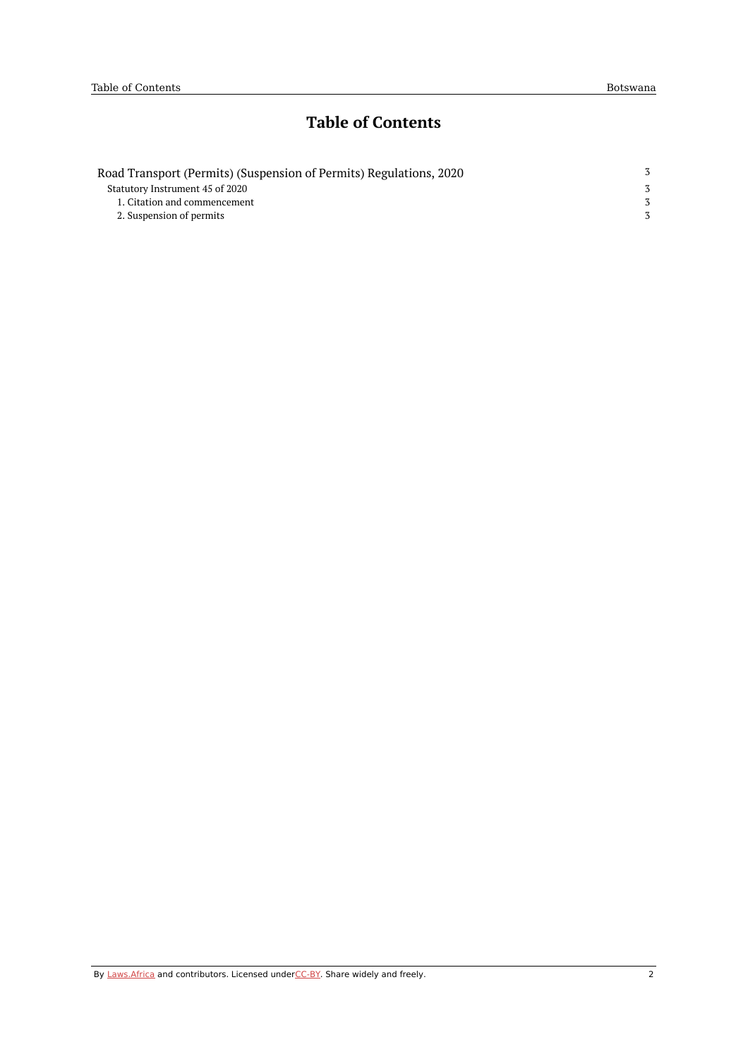# Table of Contents

| | |
|---|---|
| Road Transport (Permits) (Suspension of Permits) Regulations, 2020 | 3 |
| Statutory Instrument 45 of 2020 | 3 |
| 1. Citation and commencement | 3 |
| 2. Suspension of permits | 3 |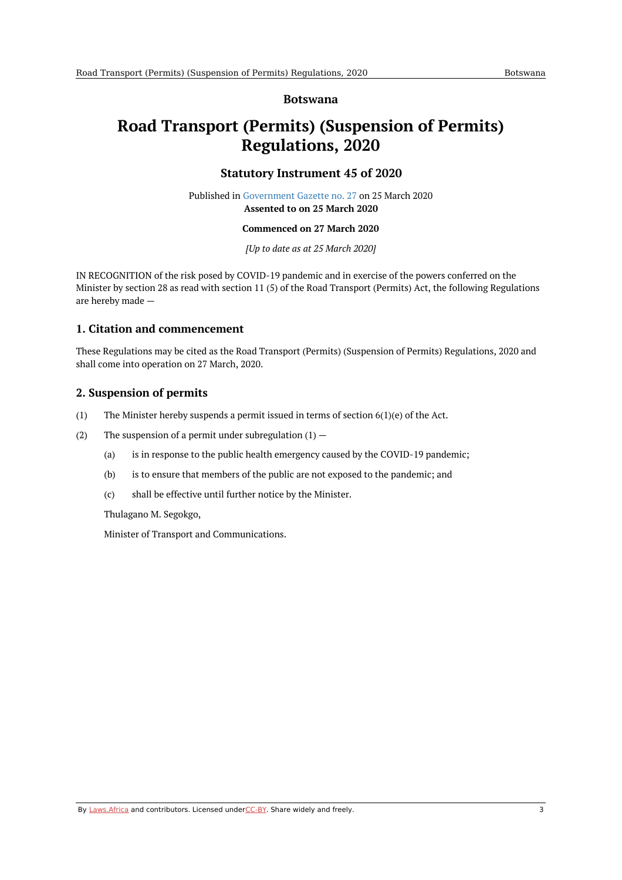**Botswana**

# Road Transport (Permits) (Suspension of Permits) Regulations, 2020

## Statutory Instrument 45 of 2020

Published in Government Gazette no. 27 on 25 March 2020
**Assented to on 25 March 2020**

**Commenced on 27 March 2020**

*[Up to date as at 25 March 2020]*

IN RECOGNITION of the risk posed by COVID-19 pandemic and in exercise of the powers conferred on the Minister by section 28 as read with section 11 (5) of the Road Transport (Permits) Act, the following Regulations are hereby made —

### 1. Citation and commencement

These Regulations may be cited as the Road Transport (Permits) (Suspension of Permits) Regulations, 2020 and shall come into operation on 27 March, 2020.

### 2. Suspension of permits

(1) The Minister hereby suspends a permit issued in terms of section 6(1)(e) of the Act.

(2) The suspension of a permit under subregulation (1) —

(a) is in response to the public health emergency caused by the COVID-19 pandemic;

(b) is to ensure that members of the public are not exposed to the pandemic; and

(c) shall be effective until further notice by the Minister.

Thulagano M. Segokgo,

Minister of Transport and Communications.